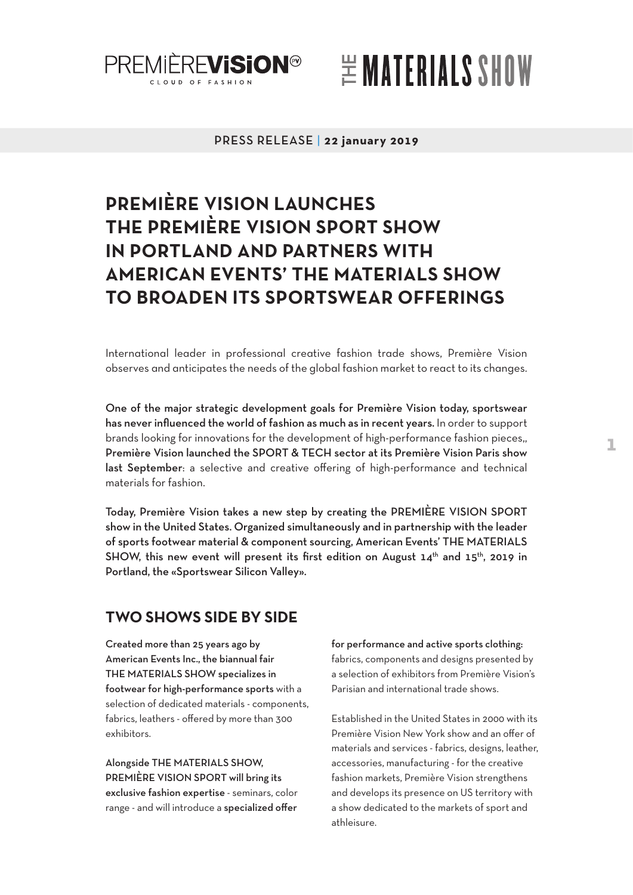PREMIÈREVISION® CLOUD OF FASHION

THE MATERIALS SHOW

PRESS RELEASE | **22 january 2019**

# PREMIÈRE VISION LAUNCHES THE PREMIÈRE VISION SPORT SHOW IN PORTLAND AND PARTNERS WITH AMERICAN EVENTS' THE MATERIALS SHOW TO BROADEN ITS SPORTSWEAR OFFERINGS

International leader in professional creative fashion trade shows, Première Vision observes and anticipates the needs of the global fashion market to react to its changes.

**One of the major strategic development goals for Première Vision today, sportswear has never influenced the world of fashion as much as in recent years.** In order to support brands looking for innovations for the development of high-performance fashion pieces,, **Première Vision launched the SPORT & TECH sector at its Première Vision Paris show last September**: a selective and creative offering of high-performance and technical materials for fashion.

**Today, Première Vision takes a new step by creating the PREMIÈRE VISION SPORT show in the United States. Organized simultaneously and in partnership with the leader of sports footwear material & component sourcing, American Events' THE MATERIALS SHOW, this new event will present its first edition on August 14th and 15th, 2019 in Portland, the «Sportswear Silicon Valley».**

## TWO SHOWS SIDE BY SIDE

**Created more than 25 years ago by American Events Inc., the biannual fair THE MATERIALS SHOW specializes in footwear for high-performance sports** with a selection of dedicated materials - components, fabrics, leathers - offered by more than 300 exhibitors.

**Alongside THE MATERIALS SHOW, PREMIÈRE VISION SPORT will bring its exclusive fashion expertise** - seminars, color range - and will introduce a **specialized offer for performance and active sports clothing:** fabrics, components and designs presented by a selection of exhibitors from Première Vision's Parisian and international trade shows.

Established in the United States in 2000 with its Première Vision New York show and an offer of materials and services - fabrics, designs, leather, accessories, manufacturing - for the creative fashion markets, Première Vision strengthens and develops its presence on US territory with a show dedicated to the markets of sport and athleisure.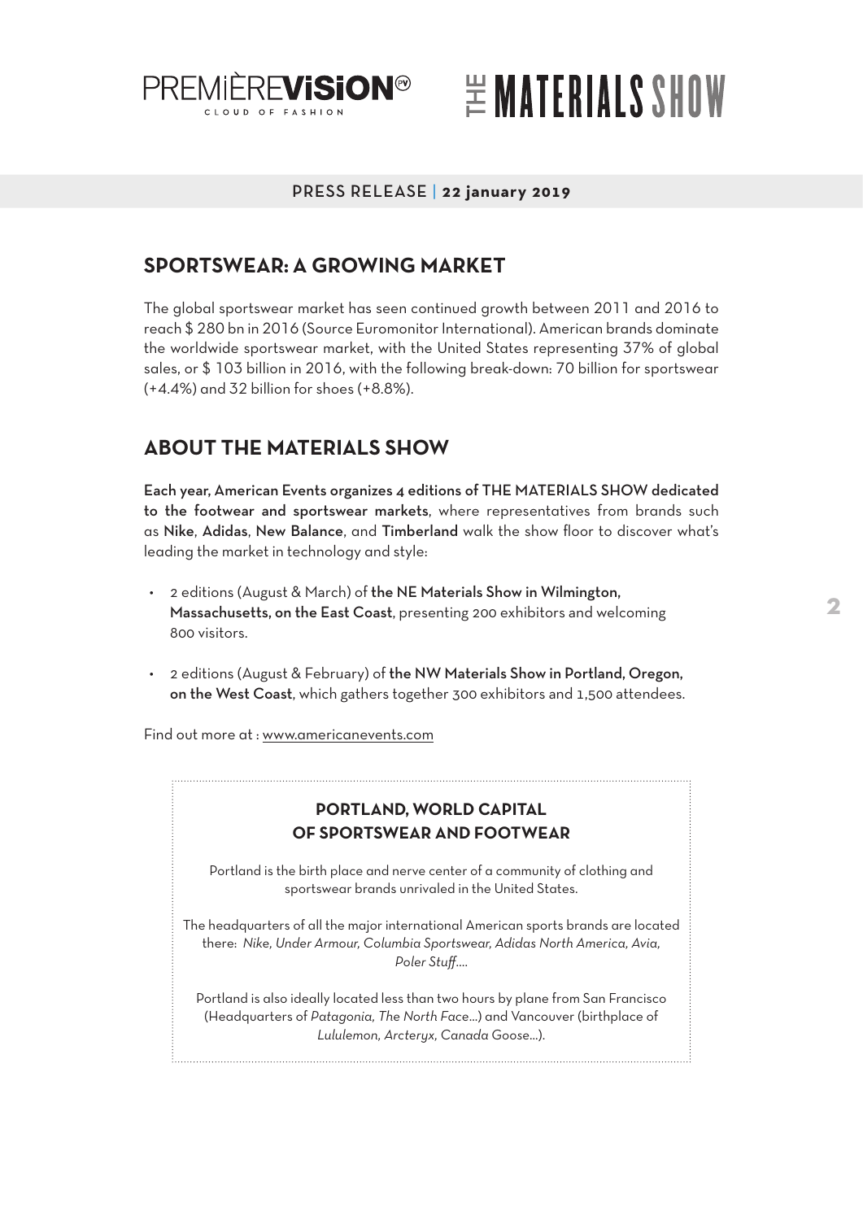PREMIÈREVISION® CLOUD OF FASHION

THE MATERIALS SHOW

PRESS RELEASE | **22 january 2019**

## SPORTSWEAR: A GROWING MARKET

The global sportswear market has seen continued growth between 2011 and 2016 to reach $ 280 bn in 2016 (Source Euromonitor International). American brands dominate the worldwide sportswear market, with the United States representing 37% of global sales, or $ 103 billion in 2016, with the following break-down: 70 billion for sportswear (+4.4%) and 32 billion for shoes (+8.8%).

## ABOUT THE MATERIALS SHOW

**Each year, American Events organizes 4 editions of THE MATERIALS SHOW dedicated to the footwear and sportswear markets**, where representatives from brands such as **Nike**, **Adidas**, **New Balance**, and **Timberland** walk the show floor to discover what's leading the market in technology and style:

- 2 editions (August & March) of **the NE Materials Show in Wilmington, Massachusetts, on the East Coast**, presenting 200 exhibitors and welcoming 800 visitors.
- 2 editions (August & February) of **the NW Materials Show in Portland, Oregon, on the West Coast**, which gathers together 300 exhibitors and 1,500 attendees.

Find out more at : www.americanevents.com

### PORTLAND, WORLD CAPITAL OF SPORTSWEAR AND FOOTWEAR

Portland is the birth place and nerve center of a community of clothing and sportswear brands unrivaled in the United States.

The headquarters of all the major international American sports brands are located there: *Nike, Under Armour, Columbia Sportswear, Adidas North America, Avia, Poler Stuff....*

Portland is also ideally located less than two hours by plane from San Francisco (Headquarters of *Patagonia, The North Face...*) and Vancouver (birthplace of *Lululemon, Arcteryx, Canada Goose...*).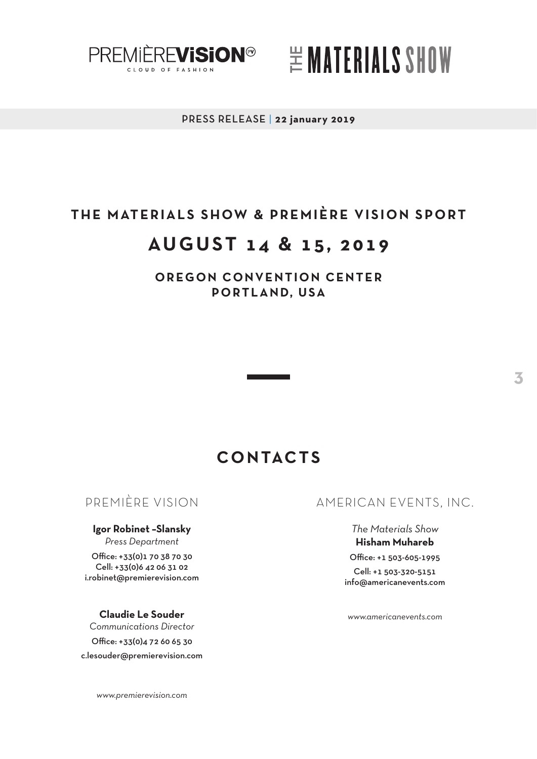PRESS RELEASE | **22 january 2019**

## THE MATERIALS SHOW & PREMIÈRE VISION SPORT

# AUGUST 14 & 15, 2019

**OREGON CONVENTION CENTER**
**PORTLAND, USA**

## CONTACTS

### PREMIÈRE VISION

**Igor Robinet –Slansky**
*Press Department*
Office: +33(0)1 70 38 70 30
Cell: +33(0)6 42 06 31 02
i.robinet@premierevision.com

**Claudie Le Souder**
*Communications Director*
Office: +33(0)4 72 60 65 30
c.lesouder@premierevision.com

*www.premierevision.com*

### AMERICAN EVENTS, INC.

*The Materials Show*
**Hisham Muhareb**
Office: +1 503-605-1995
Cell: +1 503-320-5151
info@americanevents.com

*www.americanevents.com*